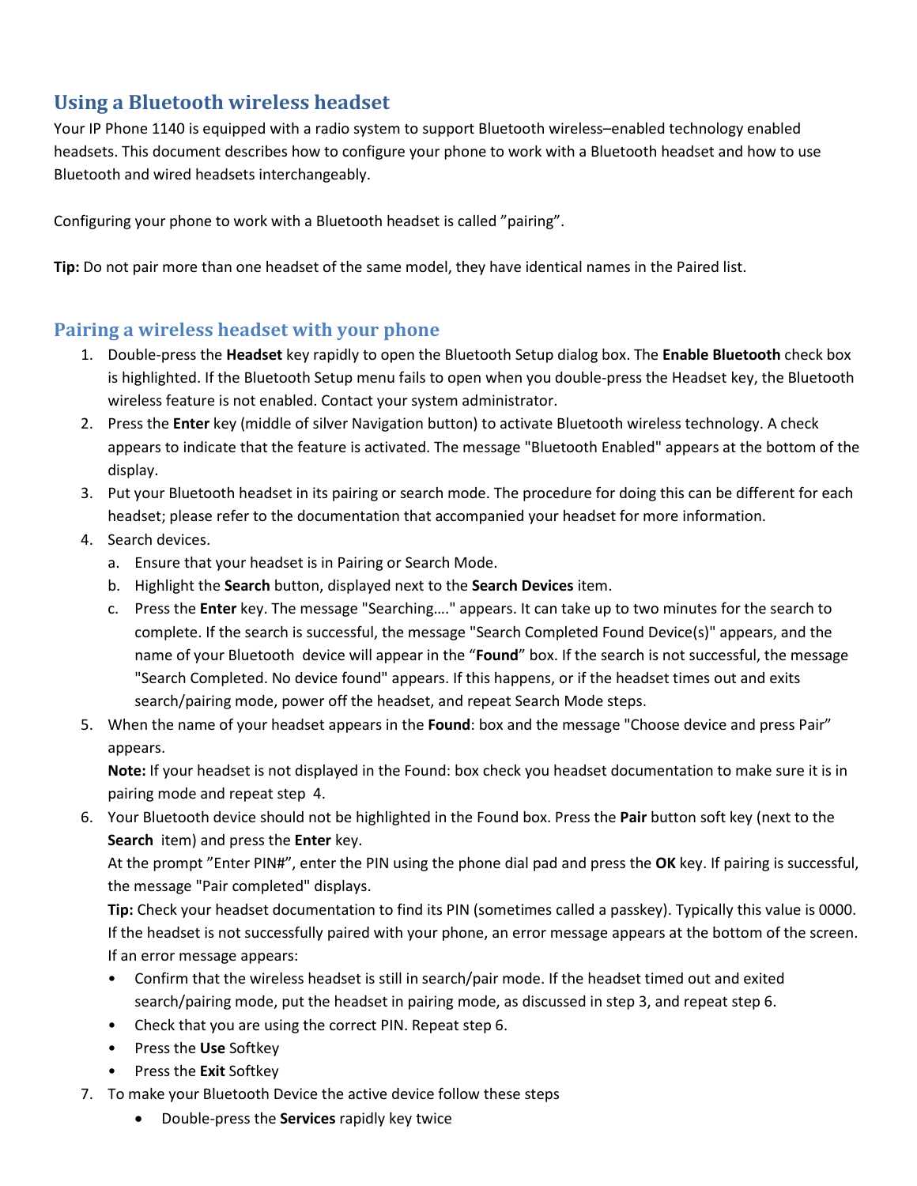## Using a Bluetooth wireless headset

Your IP Phone 1140 is equipped with a radio system to support Bluetooth wireless–enabled technology enabled headsets. This document describes how to configure your phone to work with a Bluetooth headset and how to use Bluetooth and wired headsets interchangeably.

Configuring your phone to work with a Bluetooth headset is called ”pairing”.

**Tip:** Do not pair more than one headset of the same model, they have identical names in the Paired list.

### Pairing a wireless headset with your phone

1. Double-press the **Headset** key rapidly to open the Bluetooth Setup dialog box. The **Enable Bluetooth** check box is highlighted. If the Bluetooth Setup menu fails to open when you double-press the Headset key, the Bluetooth wireless feature is not enabled. Contact your system administrator.
2. Press the **Enter** key (middle of silver Navigation button) to activate Bluetooth wireless technology. A check appears to indicate that the feature is activated. The message "Bluetooth Enabled" appears at the bottom of the display.
3. Put your Bluetooth headset in its pairing or search mode. The procedure for doing this can be different for each headset; please refer to the documentation that accompanied your headset for more information.
4. Search devices.
   a. Ensure that your headset is in Pairing or Search Mode.
   b. Highlight the **Search** button, displayed next to the **Search Devices** item.
   c. Press the **Enter** key. The message "Searching…." appears. It can take up to two minutes for the search to complete. If the search is successful, the message "Search Completed Found Device(s)" appears, and the name of your Bluetooth device will appear in the “**Found**” box. If the search is not successful, the message "Search Completed. No device found" appears. If this happens, or if the headset times out and exits search/pairing mode, power off the headset, and repeat Search Mode steps.
5. When the name of your headset appears in the **Found**: box and the message "Choose device and press Pair” appears.

   **Note:** If your headset is not displayed in the Found: box check you headset documentation to make sure it is in pairing mode and repeat step 4.
6. Your Bluetooth device should not be highlighted in the Found box. Press the **Pair** button soft key (next to the **Search** item) and press the **Enter** key.

   At the prompt ”Enter PIN#”, enter the PIN using the phone dial pad and press the **OK** key. If pairing is successful, the message "Pair completed" displays.

   **Tip:** Check your headset documentation to find its PIN (sometimes called a passkey). Typically this value is 0000. If the headset is not successfully paired with your phone, an error message appears at the bottom of the screen. If an error message appears:
   - Confirm that the wireless headset is still in search/pair mode. If the headset timed out and exited search/pairing mode, put the headset in pairing mode, as discussed in step 3, and repeat step 6.
   - Check that you are using the correct PIN. Repeat step 6.
   - Press the **Use** Softkey
   - Press the **Exit** Softkey
7. To make your Bluetooth Device the active device follow these steps
   - Double-press the **Services** rapidly key twice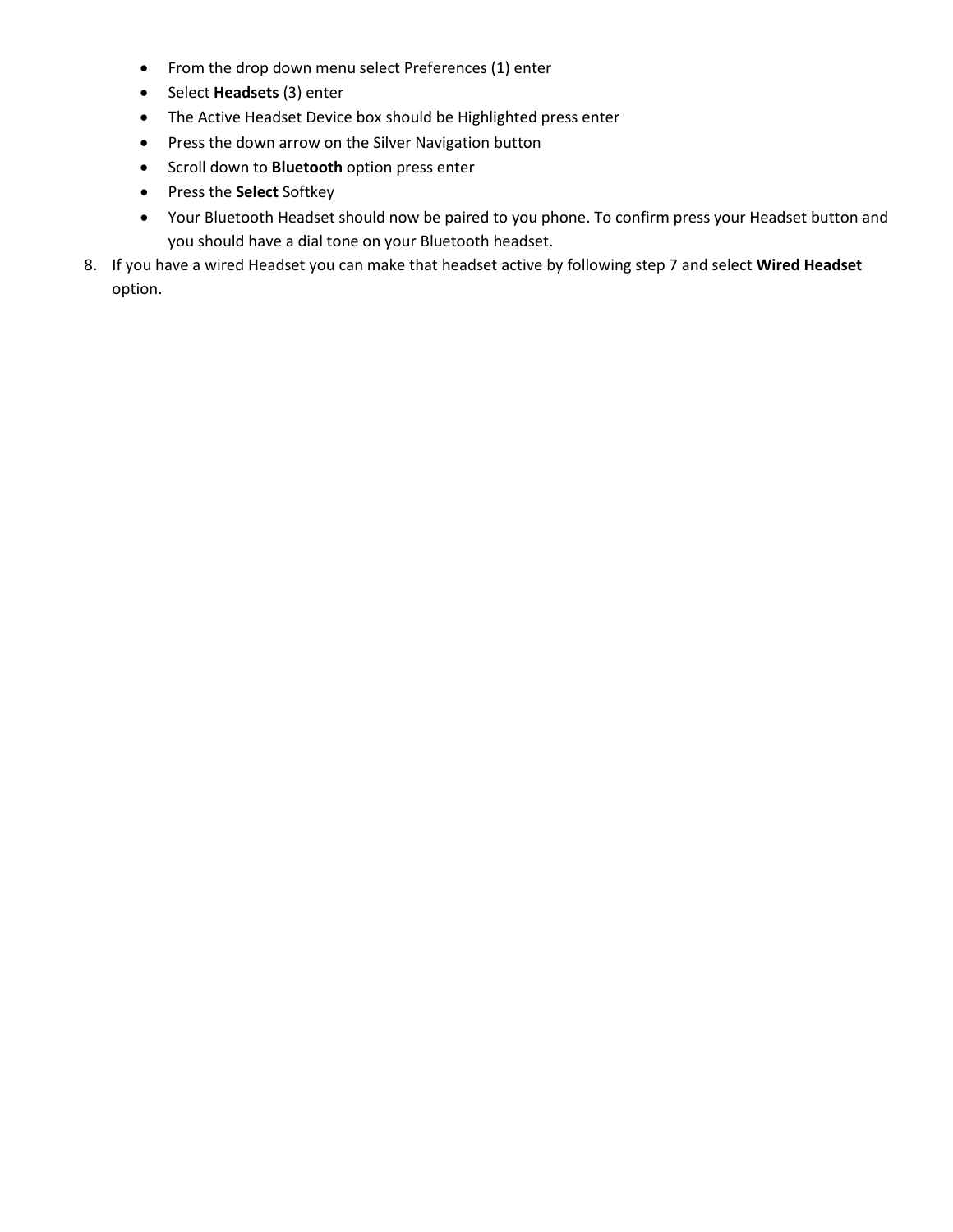- From the drop down menu select Preferences (1) enter
- Select **Headsets** (3) enter
- The Active Headset Device box should be Highlighted press enter
- Press the down arrow on the Silver Navigation button
- Scroll down to **Bluetooth** option press enter
- Press the **Select** Softkey
- Your Bluetooth Headset should now be paired to you phone. To confirm press your Headset button and you should have a dial tone on your Bluetooth headset.

8. If you have a wired Headset you can make that headset active by following step 7 and select **Wired Headset** option.